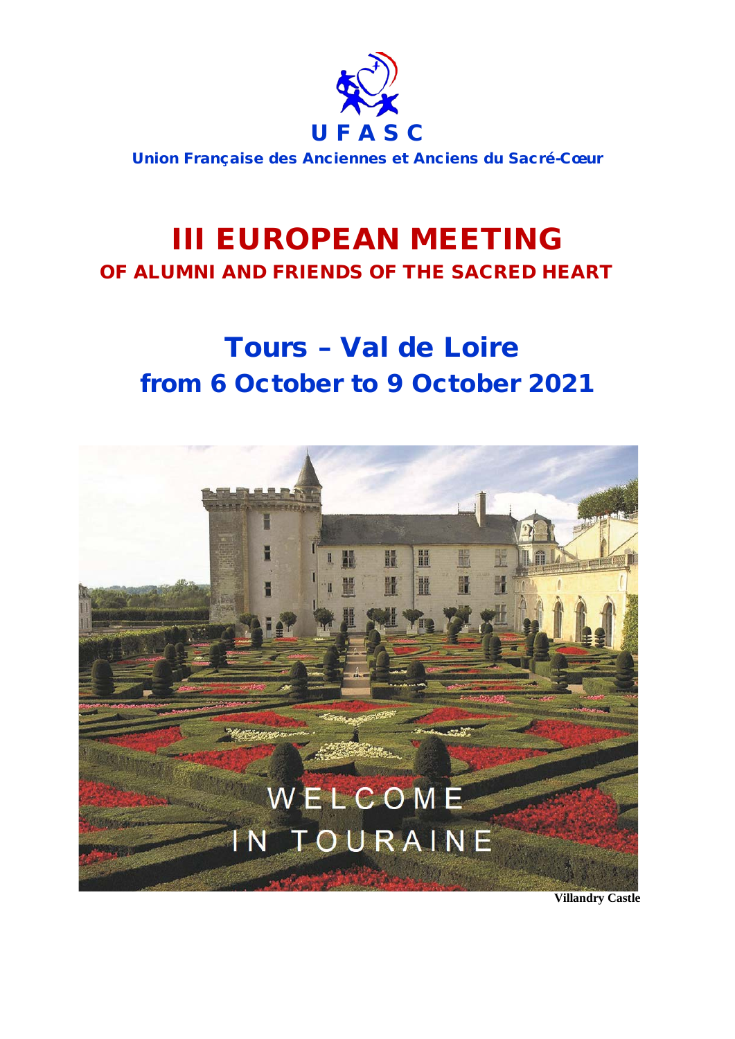UFASC

Union Française des Anciennes et Anciens du Sacré-Cœur

# III EUROPEAN MEETING

## OF ALUMNI AND FRIENDS OF THE SACRED HEART

# Tours – Val de Loire

## from 6 October to 9 October 2021

WELCOME IN TOURAINE

**Villandry Castle**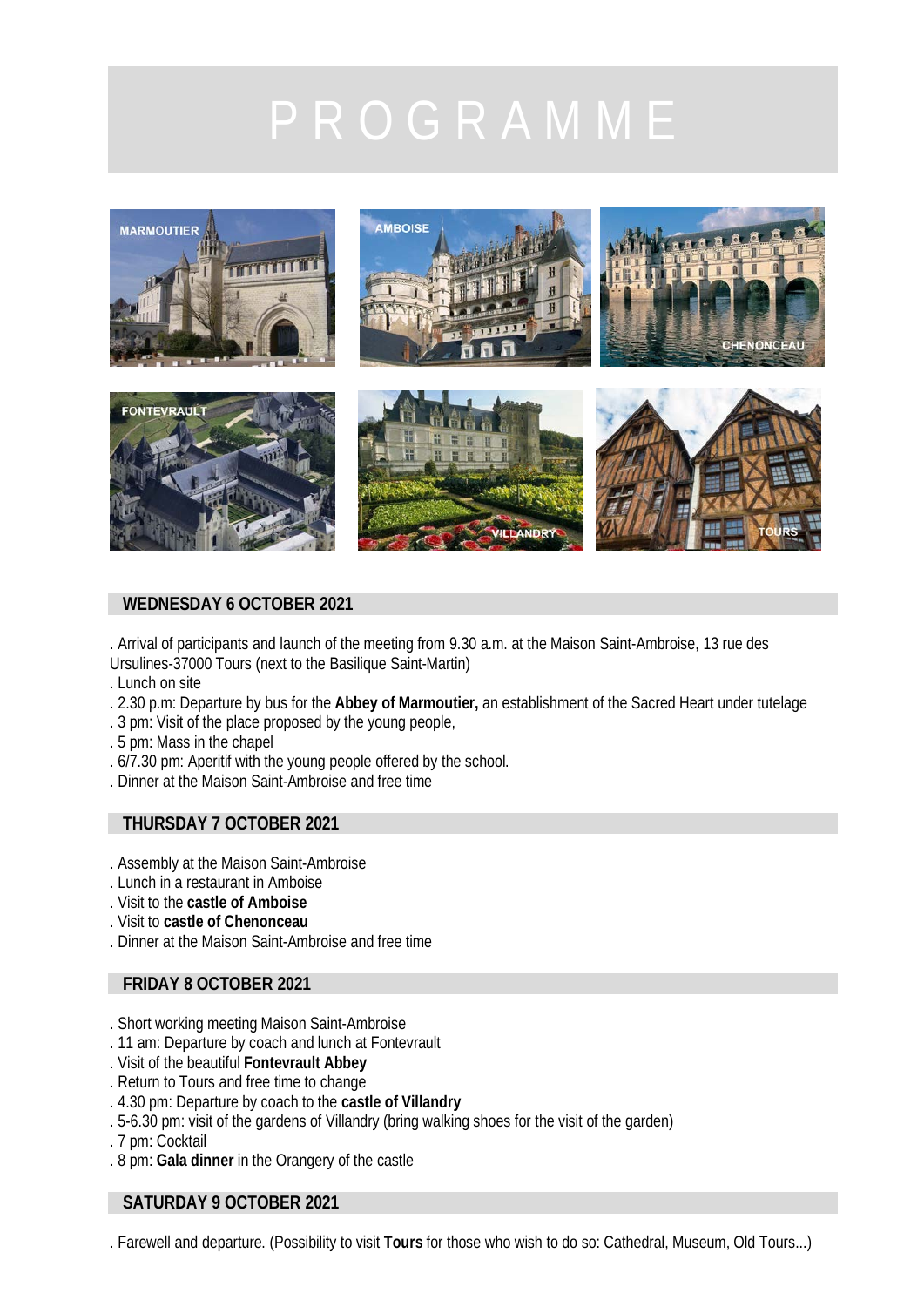# PROGRAMME

## WEDNESDAY 6 OCTOBER 2021

. Arrival of participants and launch of the meeting from 9.30 a.m. at the Maison Saint-Ambroise, 13 rue des Ursulines-37000 Tours (next to the Basilique Saint-Martin)
. Lunch on site
. 2.30 p.m: Departure by bus for the **Abbey of Marmoutier,** an establishment of the Sacred Heart under tutelage
. 3 pm: Visit of the place proposed by the young people,
. 5 pm: Mass in the chapel
. 6/7.30 pm: Aperitif with the young people offered by the school.
. Dinner at the Maison Saint-Ambroise and free time

## THURSDAY 7 OCTOBER 2021

. Assembly at the Maison Saint-Ambroise
. Lunch in a restaurant in Amboise
. Visit to the **castle of Amboise**
. Visit to **castle of Chenonceau**
. Dinner at the Maison Saint-Ambroise and free time

## FRIDAY 8 OCTOBER 2021

. Short working meeting Maison Saint-Ambroise
. 11 am: Departure by coach and lunch at Fontevrault
. Visit of the beautiful **Fontevrault Abbey**
. Return to Tours and free time to change
. 4.30 pm: Departure by coach to the **castle of Villandry**
. 5-6.30 pm: visit of the gardens of Villandry (bring walking shoes for the visit of the garden)
. 7 pm: Cocktail
. 8 pm: **Gala dinner** in the Orangery of the castle

## SATURDAY 9 OCTOBER 2021

. Farewell and departure. (Possibility to visit **Tours** for those who wish to do so: Cathedral, Museum, Old Tours...)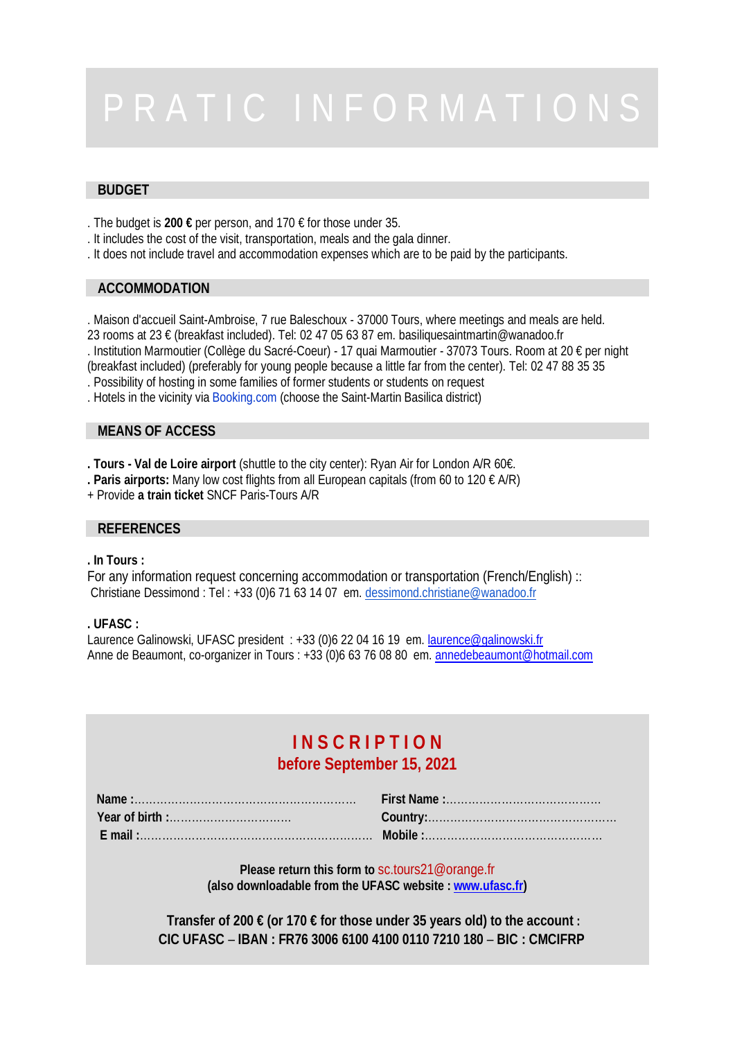# PRATIC INFORMATIONS

## BUDGET

. The budget is **200 €** per person, and 170 € for those under 35.
. It includes the cost of the visit, transportation, meals and the gala dinner.
. It does not include travel and accommodation expenses which are to be paid by the participants.

## ACCOMMODATION

. Maison d'accueil Saint-Ambroise, 7 rue Baleschoux - 37000 Tours, where meetings and meals are held.
23 rooms at 23 € (breakfast included). Tel: 02 47 05 63 87 em. basiliquesaintmartin@wanadoo.fr
. Institution Marmoutier (Collège du Sacré-Coeur) - 17 quai Marmoutier - 37073 Tours. Room at 20 € per night (breakfast included) (preferably for young people because a little far from the center). Tel: 02 47 88 35 35
. Possibility of hosting in some families of former students or students on request
. Hotels in the vicinity via Booking.com (choose the Saint-Martin Basilica district)

## MEANS OF ACCESS

**. Tours - Val de Loire airport** (shuttle to the city center): Ryan Air for London A/R 60€.
**. Paris airports:** Many low cost flights from all European capitals (from 60 to 120 € A/R)
+ Provide **a train ticket** SNCF Paris-Tours A/R

## REFERENCES

**. In Tours :**
For any information request concerning accommodation or transportation (French/English) ::
Christiane Dessimond : Tel : +33 (0)6 71 63 14 07 em. dessimond.christiane@wanadoo.fr

**. UFASC :**
Laurence Galinowski, UFASC president : +33 (0)6 22 04 16 19 em. laurence@galinowski.fr
Anne de Beaumont, co-organizer in Tours : +33 (0)6 63 76 08 80 em. annedebeaumont@hotmail.com

## INSCRIPTION
## before September 15, 2021

**Name :**………………………………………………… **First Name :**……………………………………
**Year of birth :**…………………………… **Country:**……………………………………………
**E mail :**…………………………………………………… **Mobile :**…………………………………………

**Please return this form to** sc.tours21@orange.fr
**(also downloadable from the UFASC website : www.ufasc.fr)**

**Transfer of 200 € (or 170 € for those under 35 years old) to the account :**
**CIC UFASC – IBAN : FR76 3006 6100 4100 0110 7210 180 – BIC : CMCIFRP**